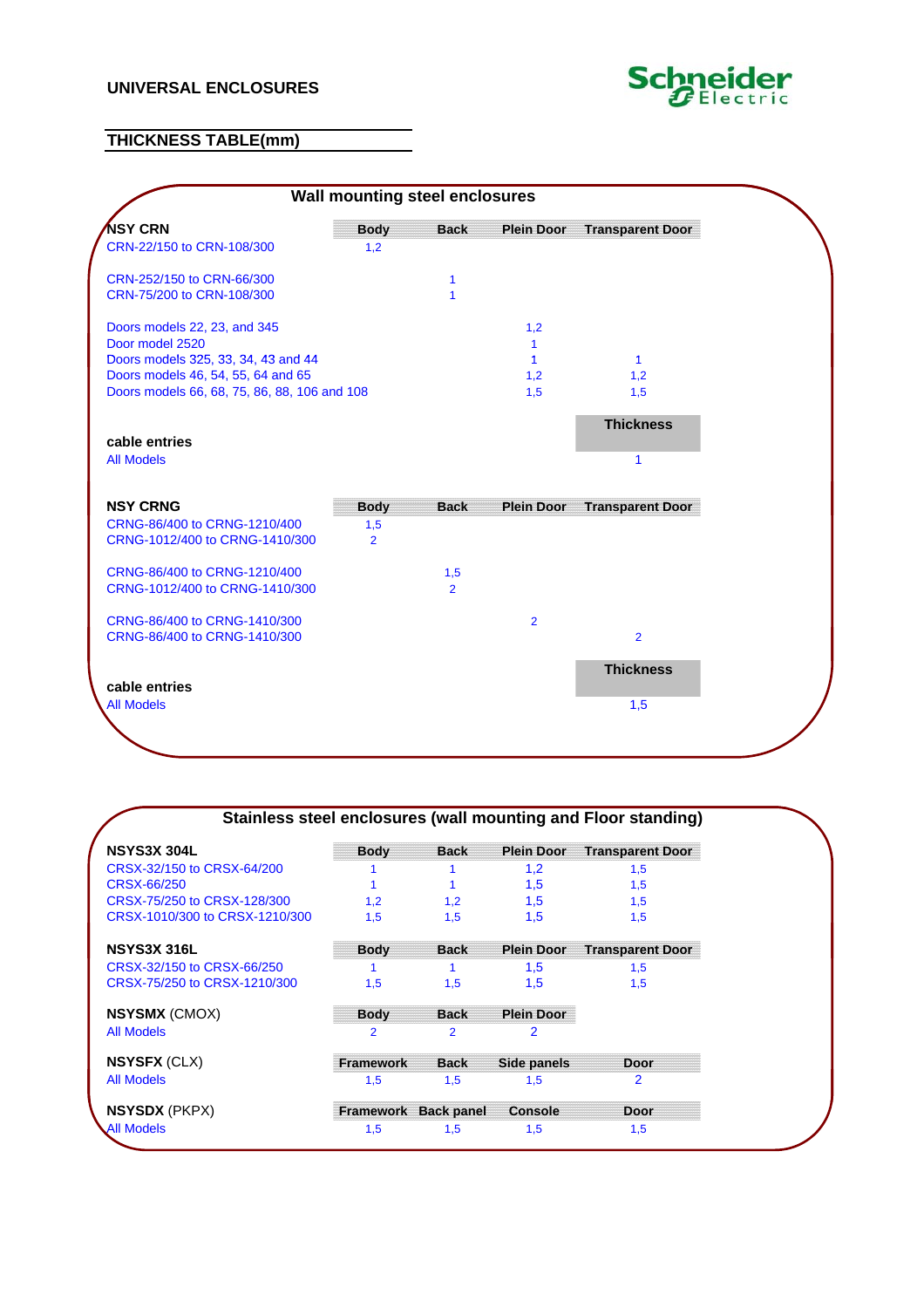**UNIVERSAL ENCLOSURES**

Schneider Electric

## THICKNESS TABLE(mm)

### Wall mounting steel enclosures

| NSY CRN | Body | Back | Plein Door | Transparent Door |
|---|---|---|---|---|
| CRN-22/150 to CRN-108/300 | 1,2 | | | |
| CRN-252/150 to CRN-66/300 | | 1 | | |
| CRN-75/200 to CRN-108/300 | | 1 | | |
| Doors models 22, 23, and 345 | | | 1,2 | |
| Door model 2520 | | | 1 | |
| Doors models 325, 33, 34, 43 and 44 | | | 1 | 1 |
| Doors models 46, 54, 55, 64 and 65 | | | 1,2 | 1,2 |
| Doors models 66, 68, 75, 86, 88, 106 and 108 | | | 1,5 | 1,5 |

| cable entries | Thickness |
|---|---|
| All Models | 1 |

| NSY CRNG | Body | Back | Plein Door | Transparent Door |
|---|---|---|---|---|
| CRNG-86/400 to CRNG-1210/400 | 1,5 | | | |
| CRNG-1012/400 to CRNG-1410/300 | 2 | | | |
| CRNG-86/400 to CRNG-1210/400 | | 1,5 | | |
| CRNG-1012/400 to CRNG-1410/300 | | 2 | | |
| CRNG-86/400 to CRNG-1410/300 | | | 2 | |
| CRNG-86/400 to CRNG-1410/300 | | | | 2 |

| cable entries | Thickness |
|---|---|
| All Models | 1,5 |

### Stainless steel enclosures (wall mounting and Floor standing)

| NSYS3X 304L | Body | Back | Plein Door | Transparent Door |
|---|---|---|---|---|
| CRSX-32/150 to CRSX-64/200 | 1 | 1 | 1,2 | 1,5 |
| CRSX-66/250 | 1 | 1 | 1,5 | 1,5 |
| CRSX-75/250 to CRSX-128/300 | 1,2 | 1,2 | 1,5 | 1,5 |
| CRSX-1010/300 to CRSX-1210/300 | 1,5 | 1,5 | 1,5 | 1,5 |

| NSYS3X 316L | Body | Back | Plein Door | Transparent Door |
|---|---|---|---|---|
| CRSX-32/150 to CRSX-66/250 | 1 | 1 | 1,5 | 1,5 |
| CRSX-75/250 to CRSX-1210/300 | 1,5 | 1,5 | 1,5 | 1,5 |

| **NSYSMX** (CMOX) | Body | Back | Plein Door |
|---|---|---|---|
| All Models | 2 | 2 | 2 |

| **NSYSFX** (CLX) | Framework | Back | Side panels | Door |
|---|---|---|---|---|
| All Models | 1,5 | 1,5 | 1,5 | 2 |

| **NSYSDX** (PKPX) | Framework | Back panel | Console | Door |
|---|---|---|---|---|
| All Models | 1,5 | 1,5 | 1,5 | 1,5 |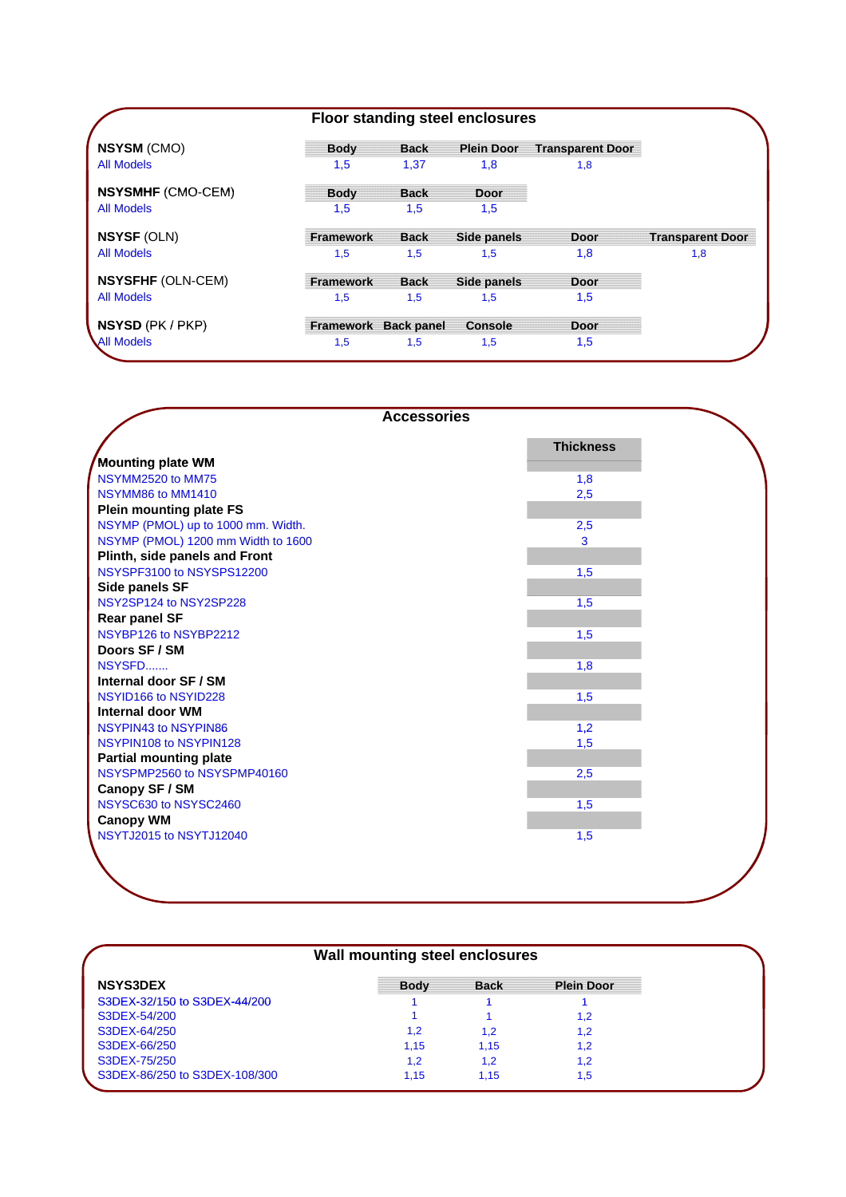## Floor standing steel enclosures

**NSYSM** (CMO)

| All Models | Body | Back | Plein Door | Transparent Door |
|---|---|---|---|---|
| All Models | 1,5 | 1,37 | 1,8 | 1,8 |

**NSYSMHF** (CMO-CEM)

| All Models | Body | Back | Door |
|---|---|---|---|
| All Models | 1,5 | 1,5 | 1,5 |

**NSYSF** (OLN)

| All Models | Framework | Back | Side panels | Door | Transparent Door |
|---|---|---|---|---|---|
| All Models | 1,5 | 1,5 | 1,5 | 1,8 | 1,8 |

**NSYSFHF** (OLN-CEM)

| All Models | Framework | Back | Side panels | Door |
|---|---|---|---|---|
| All Models | 1,5 | 1,5 | 1,5 | 1,5 |

**NSYSD** (PK / PKP)

| All Models | Framework | Back panel | Console | Door |
|---|---|---|---|---|
| All Models | 1,5 | 1,5 | 1,5 | 1,5 |

## Accessories

| | Thickness |
|---|---|
| **Mounting plate WM** | |
| NSYMM2520 to MM75 | 1,8 |
| NSYMM86 to MM1410 | 2,5 |
| **Plein mounting plate FS** | |
| NSYMP (PMOL) up to 1000 mm. Width. | 2,5 |
| NSYMP (PMOL) 1200 mm Width to 1600 | 3 |
| **Plinth, side panels and Front** | |
| NSYSPF3100 to NSYSPS12200 | 1,5 |
| **Side panels SF** | |
| NSY2SP124 to NSY2SP228 | 1,5 |
| **Rear panel SF** | |
| NSYBP126 to NSYBP2212 | 1,5 |
| **Doors SF / SM** | |
| NSYSFD....... | 1,8 |
| **Internal door SF / SM** | |
| NSYID166 to NSYID228 | 1,5 |
| **Internal door WM** | |
| NSYPIN43 to NSYPIN86 | 1,2 |
| NSYPIN108 to NSYPIN128 | 1,5 |
| **Partial mounting plate** | |
| NSYSPMP2560 to NSYSPMP40160 | 2,5 |
| **Canopy SF / SM** | |
| NSYSC630 to NSYSC2460 | 1,5 |
| **Canopy WM** | |
| NSYTJ2015 to NSYTJ12040 | 1,5 |

## Wall mounting steel enclosures

| NSYS3DEX | Body | Back | Plein Door |
|---|---|---|---|
| S3DEX-32/150 to S3DEX-44/200 | 1 | 1 | 1 |
| S3DEX-54/200 | 1 | 1 | 1,2 |
| S3DEX-64/250 | 1,2 | 1,2 | 1,2 |
| S3DEX-66/250 | 1,15 | 1,15 | 1,2 |
| S3DEX-75/250 | 1,2 | 1,2 | 1,2 |
| S3DEX-86/250 to S3DEX-108/300 | 1,15 | 1,15 | 1,5 |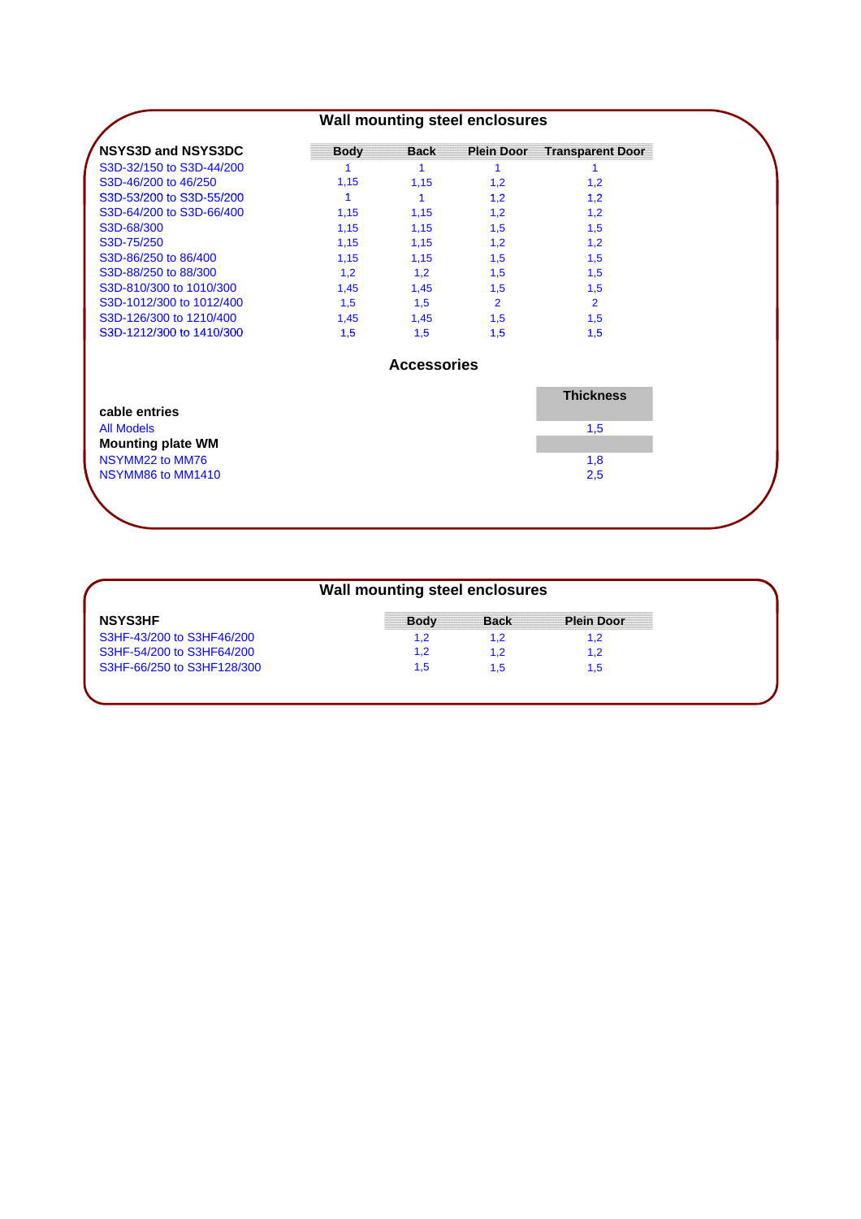## Wall mounting steel enclosures

| NSYS3D and NSYS3DC | Body | Back | Plein Door | Transparent Door |
| --- | --- | --- | --- | --- |
| S3D-32/150 to S3D-44/200 | 1 | 1 | 1 | 1 |
| S3D-46/200 to 46/250 | 1,15 | 1,15 | 1,2 | 1,2 |
| S3D-53/200 to S3D-55/200 | 1 | 1 | 1,2 | 1,2 |
| S3D-64/200 to S3D-66/400 | 1,15 | 1,15 | 1,2 | 1,2 |
| S3D-68/300 | 1,15 | 1,15 | 1,5 | 1,5 |
| S3D-75/250 | 1,15 | 1,15 | 1,2 | 1,2 |
| S3D-86/250 to 86/400 | 1,15 | 1,15 | 1,5 | 1,5 |
| S3D-88/250 to 88/300 | 1,2 | 1,2 | 1,5 | 1,5 |
| S3D-810/300 to 1010/300 | 1,45 | 1,45 | 1,5 | 1,5 |
| S3D-1012/300 to 1012/400 | 1,5 | 1,5 | 2 | 2 |
| S3D-126/300 to 1210/400 | 1,45 | 1,45 | 1,5 | 1,5 |
| S3D-1212/300 to 1410/300 | 1,5 | 1,5 | 1,5 | 1,5 |

### Accessories

| | Thickness |
| --- | --- |
| **cable entries** | |
| All Models | 1,5 |
| **Mounting plate WM** | |
| NSYMM22 to MM76 | 1,8 |
| NSYMM86 to MM1410 | 2,5 |

## Wall mounting steel enclosures

| NSYS3HF | Body | Back | Plein Door |
| --- | --- | --- | --- |
| S3HF-43/200 to S3HF46/200 | 1,2 | 1,2 | 1,2 |
| S3HF-54/200 to S3HF64/200 | 1,2 | 1,2 | 1,2 |
| S3HF-66/250 to S3HF128/300 | 1,5 | 1,5 | 1,5 |